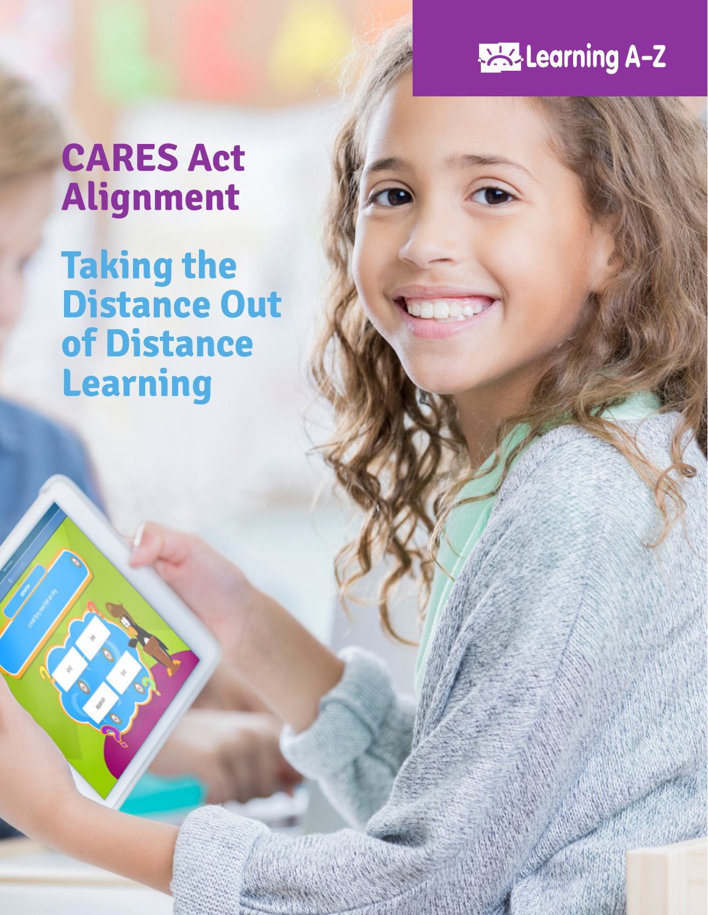Learning A-Z

# CARES Act Alignment

## Taking the Distance Out of Distance Learning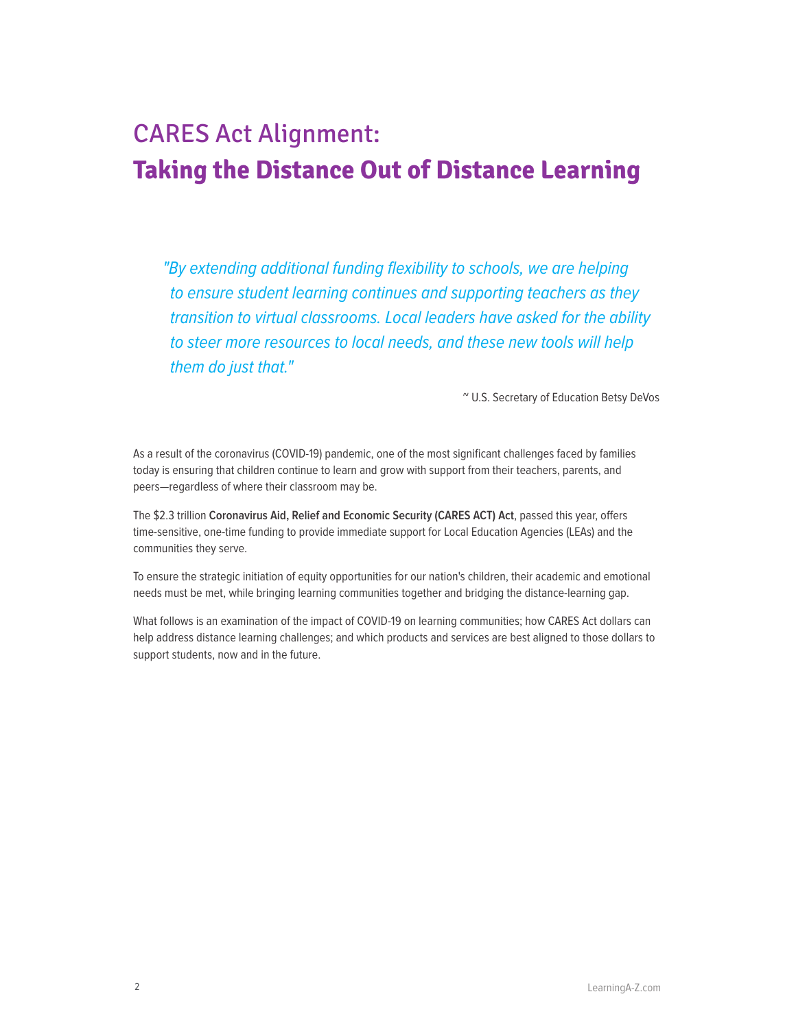# CARES Act Alignment:
# **Taking the Distance Out of Distance Learning**

> *"By extending additional funding flexibility to schools, we are helping to ensure student learning continues and supporting teachers as they transition to virtual classrooms. Local leaders have asked for the ability to steer more resources to local needs, and these new tools will help them do just that."*
>
> ~ U.S. Secretary of Education Betsy DeVos

As a result of the coronavirus (COVID-19) pandemic, one of the most significant challenges faced by families today is ensuring that children continue to learn and grow with support from their teachers, parents, and peers—regardless of where their classroom may be.

The $2.3 trillion **Coronavirus Aid, Relief and Economic Security (CARES ACT) Act**, passed this year, offers time-sensitive, one-time funding to provide immediate support for Local Education Agencies (LEAs) and the communities they serve.

To ensure the strategic initiation of equity opportunities for our nation's children, their academic and emotional needs must be met, while bringing learning communities together and bridging the distance-learning gap.

What follows is an examination of the impact of COVID-19 on learning communities; how CARES Act dollars can help address distance learning challenges; and which products and services are best aligned to those dollars to support students, now and in the future.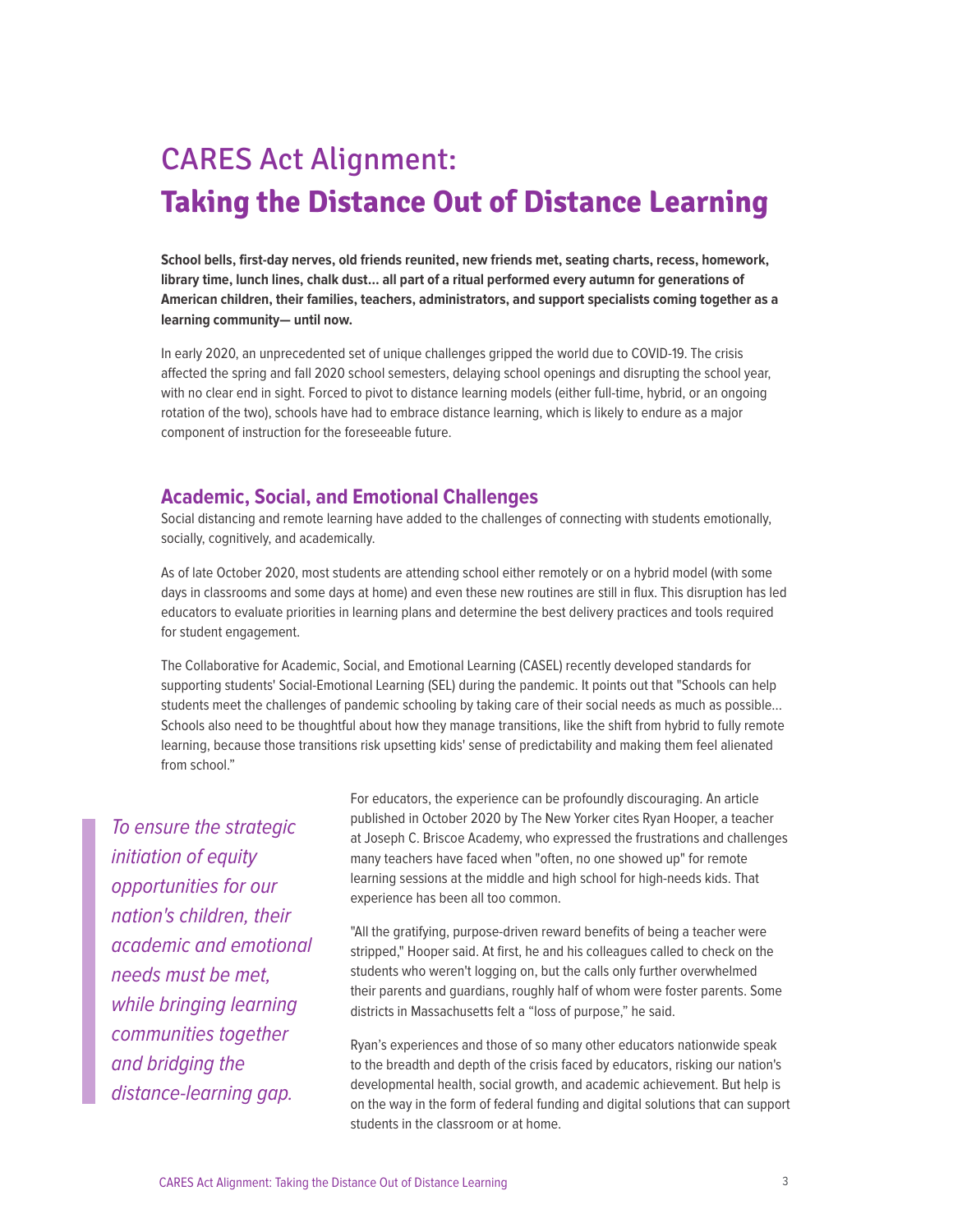# CARES Act Alignment:
# Taking the Distance Out of Distance Learning

**School bells, first-day nerves, old friends reunited, new friends met, seating charts, recess, homework, library time, lunch lines, chalk dust... all part of a ritual performed every autumn for generations of American children, their families, teachers, administrators, and support specialists coming together as a learning community— until now.**

In early 2020, an unprecedented set of unique challenges gripped the world due to COVID-19. The crisis affected the spring and fall 2020 school semesters, delaying school openings and disrupting the school year, with no clear end in sight. Forced to pivot to distance learning models (either full-time, hybrid, or an ongoing rotation of the two), schools have had to embrace distance learning, which is likely to endure as a major component of instruction for the foreseeable future.

## Academic, Social, and Emotional Challenges

Social distancing and remote learning have added to the challenges of connecting with students emotionally, socially, cognitively, and academically.

As of late October 2020, most students are attending school either remotely or on a hybrid model (with some days in classrooms and some days at home) and even these new routines are still in flux. This disruption has led educators to evaluate priorities in learning plans and determine the best delivery practices and tools required for student engagement.

The Collaborative for Academic, Social, and Emotional Learning (CASEL) recently developed standards for supporting students' Social-Emotional Learning (SEL) during the pandemic. It points out that "Schools can help students meet the challenges of pandemic schooling by taking care of their social needs as much as possible... Schools also need to be thoughtful about how they manage transitions, like the shift from hybrid to fully remote learning, because those transitions risk upsetting kids' sense of predictability and making them feel alienated from school."

> *To ensure the strategic initiation of equity opportunities for our nation's children, their academic and emotional needs must be met, while bringing learning communities together and bridging the distance-learning gap.*

For educators, the experience can be profoundly discouraging. An article published in October 2020 by The New Yorker cites Ryan Hooper, a teacher at Joseph C. Briscoe Academy, who expressed the frustrations and challenges many teachers have faced when "often, no one showed up" for remote learning sessions at the middle and high school for high-needs kids. That experience has been all too common.

"All the gratifying, purpose-driven reward benefits of being a teacher were stripped," Hooper said. At first, he and his colleagues called to check on the students who weren't logging on, but the calls only further overwhelmed their parents and guardians, roughly half of whom were foster parents. Some districts in Massachusetts felt a "loss of purpose," he said.

Ryan's experiences and those of so many other educators nationwide speak to the breadth and depth of the crisis faced by educators, risking our nation's developmental health, social growth, and academic achievement. But help is on the way in the form of federal funding and digital solutions that can support students in the classroom or at home.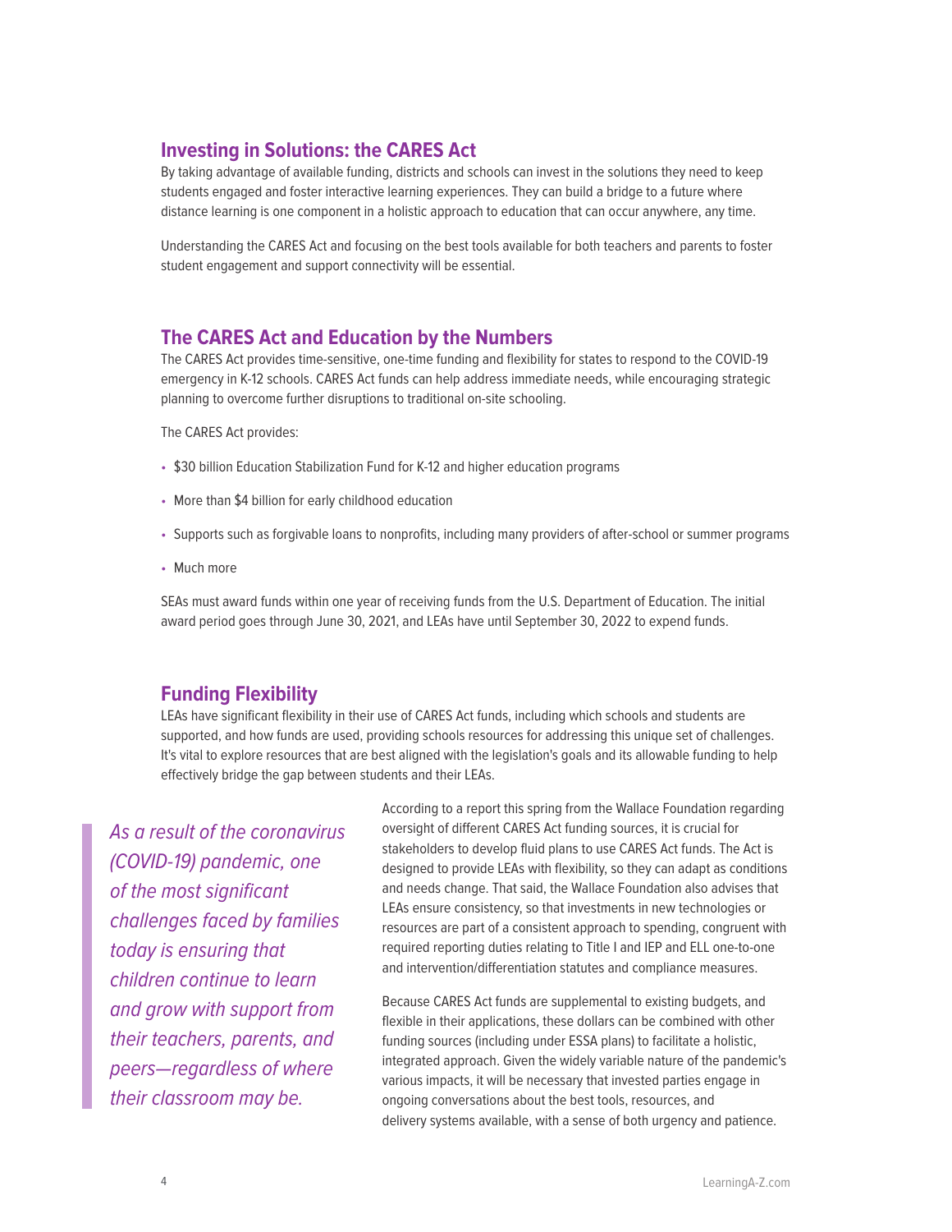## Investing in Solutions: the CARES Act

By taking advantage of available funding, districts and schools can invest in the solutions they need to keep students engaged and foster interactive learning experiences. They can build a bridge to a future where distance learning is one component in a holistic approach to education that can occur anywhere, any time.

Understanding the CARES Act and focusing on the best tools available for both teachers and parents to foster student engagement and support connectivity will be essential.

## The CARES Act and Education by the Numbers

The CARES Act provides time-sensitive, one-time funding and flexibility for states to respond to the COVID-19 emergency in K-12 schools. CARES Act funds can help address immediate needs, while encouraging strategic planning to overcome further disruptions to traditional on-site schooling.

The CARES Act provides:

- $30 billion Education Stabilization Fund for K-12 and higher education programs
- More than $4 billion for early childhood education
- Supports such as forgivable loans to nonprofits, including many providers of after-school or summer programs
- Much more

SEAs must award funds within one year of receiving funds from the U.S. Department of Education. The initial award period goes through June 30, 2021, and LEAs have until September 30, 2022 to expend funds.

## Funding Flexibility

LEAs have significant flexibility in their use of CARES Act funds, including which schools and students are supported, and how funds are used, providing schools resources for addressing this unique set of challenges. It's vital to explore resources that are best aligned with the legislation's goals and its allowable funding to help effectively bridge the gap between students and their LEAs.

> *As a result of the coronavirus (COVID-19) pandemic, one of the most significant challenges faced by families today is ensuring that children continue to learn and grow with support from their teachers, parents, and peers—regardless of where their classroom may be.*

According to a report this spring from the Wallace Foundation regarding oversight of different CARES Act funding sources, it is crucial for stakeholders to develop fluid plans to use CARES Act funds. The Act is designed to provide LEAs with flexibility, so they can adapt as conditions and needs change. That said, the Wallace Foundation also advises that LEAs ensure consistency, so that investments in new technologies or resources are part of a consistent approach to spending, congruent with required reporting duties relating to Title I and IEP and ELL one-to-one and intervention/differentiation statutes and compliance measures.

Because CARES Act funds are supplemental to existing budgets, and flexible in their applications, these dollars can be combined with other funding sources (including under ESSA plans) to facilitate a holistic, integrated approach. Given the widely variable nature of the pandemic's various impacts, it will be necessary that invested parties engage in ongoing conversations about the best tools, resources, and delivery systems available, with a sense of both urgency and patience.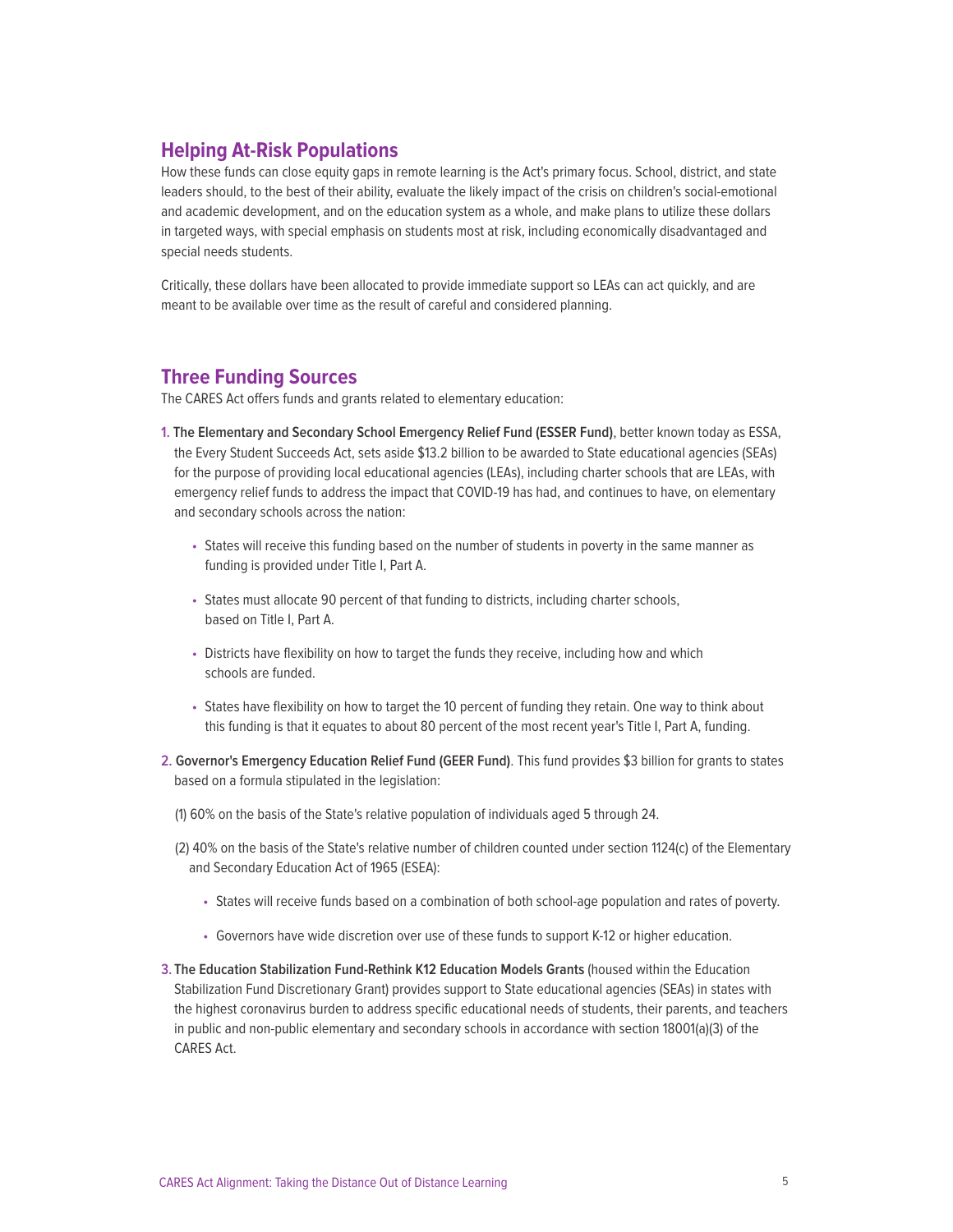## Helping At-Risk Populations

How these funds can close equity gaps in remote learning is the Act's primary focus. School, district, and state leaders should, to the best of their ability, evaluate the likely impact of the crisis on children's social-emotional and academic development, and on the education system as a whole, and make plans to utilize these dollars in targeted ways, with special emphasis on students most at risk, including economically disadvantaged and special needs students.

Critically, these dollars have been allocated to provide immediate support so LEAs can act quickly, and are meant to be available over time as the result of careful and considered planning.

## Three Funding Sources

The CARES Act offers funds and grants related to elementary education:

1. **The Elementary and Secondary School Emergency Relief Fund (ESSER Fund)**, better known today as ESSA, the Every Student Succeeds Act, sets aside $13.2 billion to be awarded to State educational agencies (SEAs) for the purpose of providing local educational agencies (LEAs), including charter schools that are LEAs, with emergency relief funds to address the impact that COVID-19 has had, and continues to have, on elementary and secondary schools across the nation:
   - States will receive this funding based on the number of students in poverty in the same manner as funding is provided under Title I, Part A.
   - States must allocate 90 percent of that funding to districts, including charter schools, based on Title I, Part A.
   - Districts have flexibility on how to target the funds they receive, including how and which schools are funded.
   - States have flexibility on how to target the 10 percent of funding they retain. One way to think about this funding is that it equates to about 80 percent of the most recent year's Title I, Part A, funding.
2. **Governor's Emergency Education Relief Fund (GEER Fund)**. This fund provides $3 billion for grants to states based on a formula stipulated in the legislation:

   (1) 60% on the basis of the State's relative population of individuals aged 5 through 24.

   (2) 40% on the basis of the State's relative number of children counted under section 1124(c) of the Elementary and Secondary Education Act of 1965 (ESEA):
   - States will receive funds based on a combination of both school-age population and rates of poverty.
   - Governors have wide discretion over use of these funds to support K-12 or higher education.
3. **The Education Stabilization Fund-Rethink K12 Education Models Grants** (housed within the Education Stabilization Fund Discretionary Grant) provides support to State educational agencies (SEAs) in states with the highest coronavirus burden to address specific educational needs of students, their parents, and teachers in public and non-public elementary and secondary schools in accordance with section 18001(a)(3) of the CARES Act.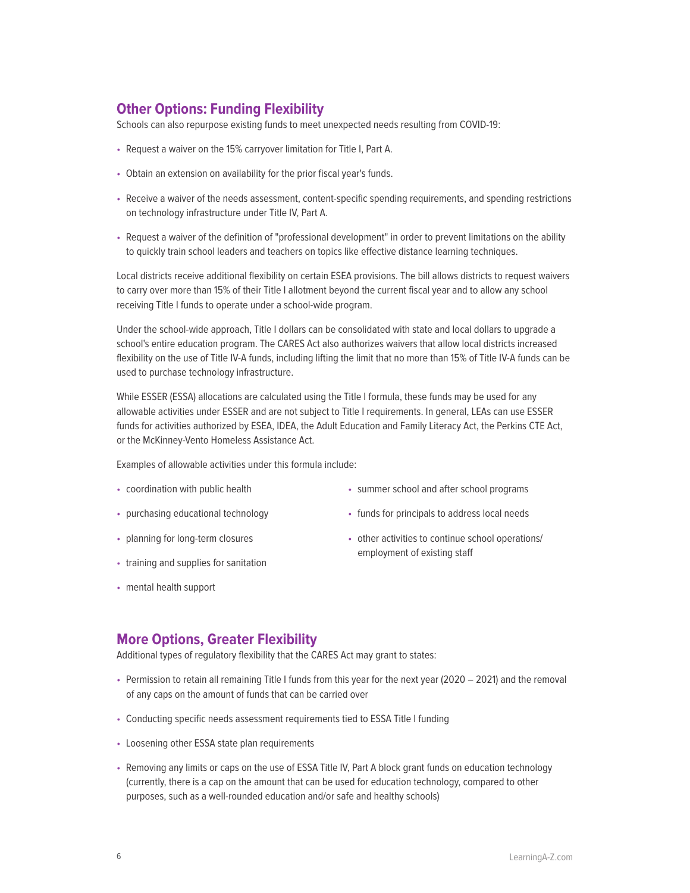## Other Options: Funding Flexibility

Schools can also repurpose existing funds to meet unexpected needs resulting from COVID-19:

- Request a waiver on the 15% carryover limitation for Title I, Part A.
- Obtain an extension on availability for the prior fiscal year's funds.
- Receive a waiver of the needs assessment, content-specific spending requirements, and spending restrictions on technology infrastructure under Title IV, Part A.
- Request a waiver of the definition of "professional development" in order to prevent limitations on the ability to quickly train school leaders and teachers on topics like effective distance learning techniques.

Local districts receive additional flexibility on certain ESEA provisions. The bill allows districts to request waivers to carry over more than 15% of their Title I allotment beyond the current fiscal year and to allow any school receiving Title I funds to operate under a school-wide program.

Under the school-wide approach, Title I dollars can be consolidated with state and local dollars to upgrade a school's entire education program. The CARES Act also authorizes waivers that allow local districts increased flexibility on the use of Title IV-A funds, including lifting the limit that no more than 15% of Title IV-A funds can be used to purchase technology infrastructure.

While ESSER (ESSA) allocations are calculated using the Title I formula, these funds may be used for any allowable activities under ESSER and are not subject to Title I requirements. In general, LEAs can use ESSER funds for activities authorized by ESEA, IDEA, the Adult Education and Family Literacy Act, the Perkins CTE Act, or the McKinney-Vento Homeless Assistance Act.

Examples of allowable activities under this formula include:

- coordination with public health
- purchasing educational technology
- planning for long-term closures
- training and supplies for sanitation
- mental health support
- summer school and after school programs
- funds for principals to address local needs
- other activities to continue school operations/ employment of existing staff

## More Options, Greater Flexibility

Additional types of regulatory flexibility that the CARES Act may grant to states:

- Permission to retain all remaining Title I funds from this year for the next year (2020 – 2021) and the removal of any caps on the amount of funds that can be carried over
- Conducting specific needs assessment requirements tied to ESSA Title I funding
- Loosening other ESSA state plan requirements
- Removing any limits or caps on the use of ESSA Title IV, Part A block grant funds on education technology (currently, there is a cap on the amount that can be used for education technology, compared to other purposes, such as a well-rounded education and/or safe and healthy schools)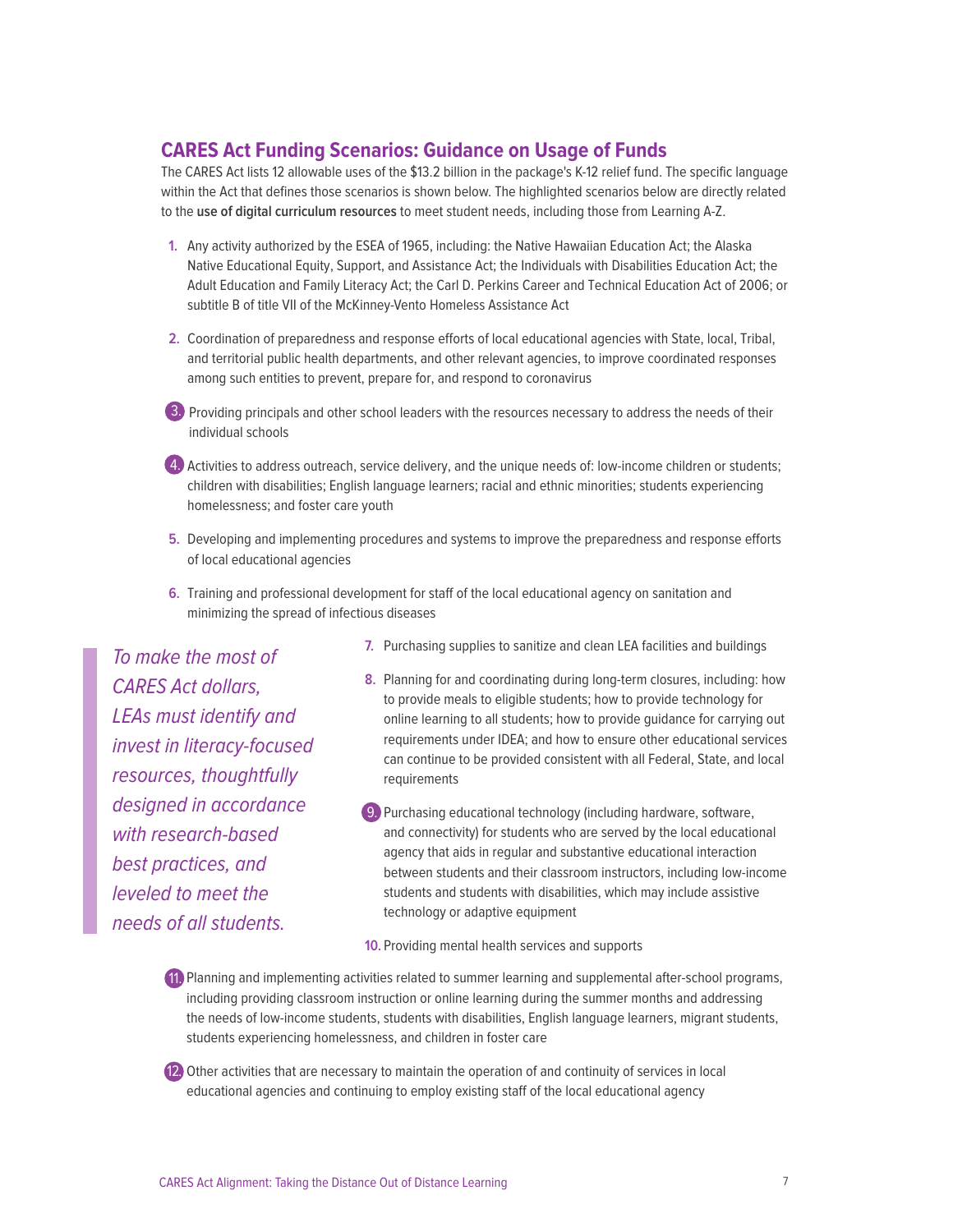## CARES Act Funding Scenarios: Guidance on Usage of Funds

The CARES Act lists 12 allowable uses of the $13.2 billion in the package's K-12 relief fund. The specific language within the Act that defines those scenarios is shown below. The highlighted scenarios below are directly related to the **use of digital curriculum resources** to meet student needs, including those from Learning A-Z.

1. Any activity authorized by the ESEA of 1965, including: the Native Hawaiian Education Act; the Alaska Native Educational Equity, Support, and Assistance Act; the Individuals with Disabilities Education Act; the Adult Education and Family Literacy Act; the Carl D. Perkins Career and Technical Education Act of 2006; or subtitle B of title VII of the McKinney-Vento Homeless Assistance Act
2. Coordination of preparedness and response efforts of local educational agencies with State, local, Tribal, and territorial public health departments, and other relevant agencies, to improve coordinated responses among such entities to prevent, prepare for, and respond to coronavirus
3. Providing principals and other school leaders with the resources necessary to address the needs of their individual schools
4. Activities to address outreach, service delivery, and the unique needs of: low-income children or students; children with disabilities; English language learners; racial and ethnic minorities; students experiencing homelessness; and foster care youth
5. Developing and implementing procedures and systems to improve the preparedness and response efforts of local educational agencies
6. Training and professional development for staff of the local educational agency on sanitation and minimizing the spread of infectious diseases
7. Purchasing supplies to sanitize and clean LEA facilities and buildings
8. Planning for and coordinating during long-term closures, including: how to provide meals to eligible students; how to provide technology for online learning to all students; how to provide guidance for carrying out requirements under IDEA; and how to ensure other educational services can continue to be provided consistent with all Federal, State, and local requirements
9. Purchasing educational technology (including hardware, software, and connectivity) for students who are served by the local educational agency that aids in regular and substantive educational interaction between students and their classroom instructors, including low-income students and students with disabilities, which may include assistive technology or adaptive equipment
10. Providing mental health services and supports
11. Planning and implementing activities related to summer learning and supplemental after-school programs, including providing classroom instruction or online learning during the summer months and addressing the needs of low-income students, students with disabilities, English language learners, migrant students, students experiencing homelessness, and children in foster care
12. Other activities that are necessary to maintain the operation of and continuity of services in local educational agencies and continuing to employ existing staff of the local educational agency

*To make the most of CARES Act dollars, LEAs must identify and invest in literacy-focused resources, thoughtfully designed in accordance with research-based best practices, and leveled to meet the needs of all students.*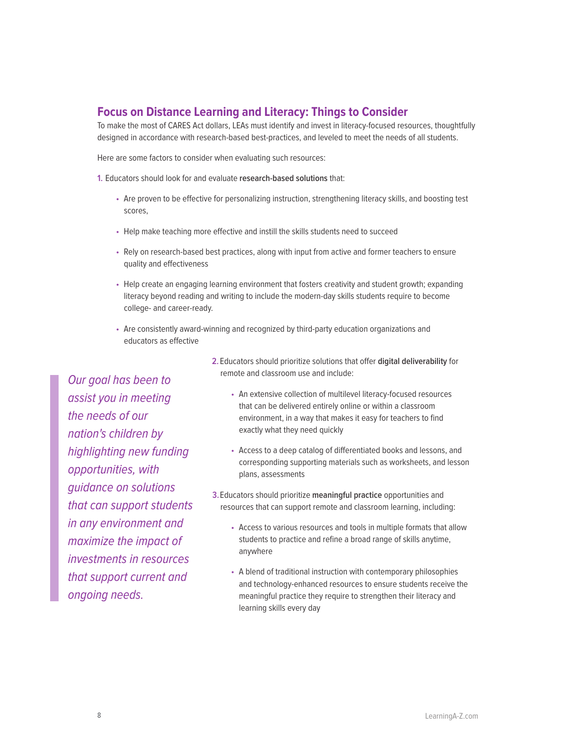## Focus on Distance Learning and Literacy: Things to Consider

To make the most of CARES Act dollars, LEAs must identify and invest in literacy-focused resources, thoughtfully designed in accordance with research-based best-practices, and leveled to meet the needs of all students.

Here are some factors to consider when evaluating such resources:

1. Educators should look for and evaluate **research-based solutions** that:

   - Are proven to be effective for personalizing instruction, strengthening literacy skills, and boosting test scores,
   - Help make teaching more effective and instill the skills students need to succeed
   - Rely on research-based best practices, along with input from active and former teachers to ensure quality and effectiveness
   - Help create an engaging learning environment that fosters creativity and student growth; expanding literacy beyond reading and writing to include the modern-day skills students require to become college- and career-ready.
   - Are consistently award-winning and recognized by third-party education organizations and educators as effective

2. Educators should prioritize solutions that offer **digital deliverability** for remote and classroom use and include:

   - An extensive collection of multilevel literacy-focused resources that can be delivered entirely online or within a classroom environment, in a way that makes it easy for teachers to find exactly what they need quickly
   - Access to a deep catalog of differentiated books and lessons, and corresponding supporting materials such as worksheets, and lesson plans, assessments

3. Educators should prioritize **meaningful practice** opportunities and resources that can support remote and classroom learning, including:

   - Access to various resources and tools in multiple formats that allow students to practice and refine a broad range of skills anytime, anywhere
   - A blend of traditional instruction with contemporary philosophies and technology-enhanced resources to ensure students receive the meaningful practice they require to strengthen their literacy and learning skills every day

> *Our goal has been to assist you in meeting the needs of our nation's children by highlighting new funding opportunities, with guidance on solutions that can support students in any environment and maximize the impact of investments in resources that support current and ongoing needs.*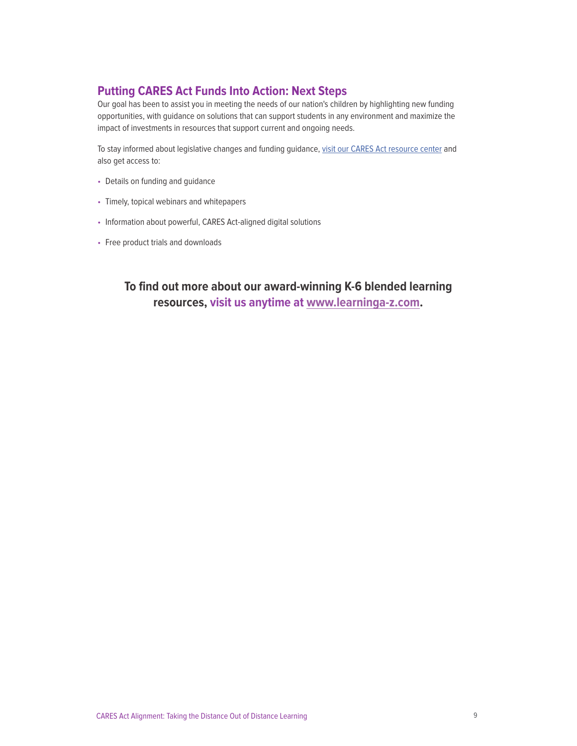## Putting CARES Act Funds Into Action: Next Steps

Our goal has been to assist you in meeting the needs of our nation's children by highlighting new funding opportunities, with guidance on solutions that can support students in any environment and maximize the impact of investments in resources that support current and ongoing needs.

To stay informed about legislative changes and funding guidance, visit our CARES Act resource center and also get access to:

- Details on funding and guidance
- Timely, topical webinars and whitepapers
- Information about powerful, CARES Act-aligned digital solutions
- Free product trials and downloads

**To find out more about our award-winning K-6 blended learning resources, visit us anytime at www.learninga-z.com.**